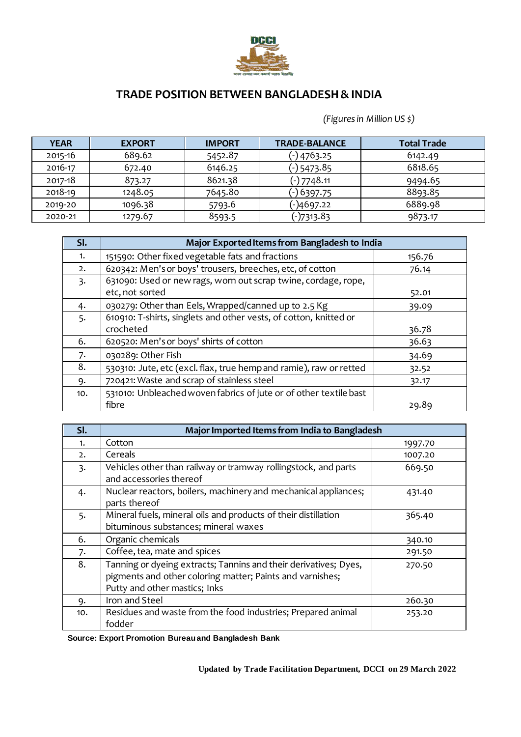# TRADE POSITION BETWEEN BANGLADESH & INDIA

*(Figures in Million US $)*

| YEAR | EXPORT | IMPORT | TRADE-BALANCE | Total Trade |
|---|---|---|---|---|
| 2015-16 | 689.62 | 5452.87 | (-) 4763.25 | 6142.49 |
| 2016-17 | 672.40 | 6146.25 | (-) 5473.85 | 6818.65 |
| 2017-18 | 873.27 | 8621.38 | (-) 7748.11 | 9494.65 |
| 2018-19 | 1248.05 | 7645.80 | (-) 6397.75 | 8893.85 |
| 2019-20 | 1096.38 | 5793.6 | (-)4697.22 | 6889.98 |
| 2020-21 | 1279.67 | 8593.5 | (-)7313.83 | 9873.17 |

| Sl. | Major Exported Items from Bangladesh to India | |
|---|---|---|
| 1. | 151590: Other fixed vegetable fats and fractions | 156.76 |
| 2. | 620342: Men's or boys' trousers, breeches, etc, of cotton | 76.14 |
| 3. | 631090: Used or new rags, worn out scrap twine, cordage, rope, etc, not sorted | 52.01 |
| 4. | 030279: Other than Eels, Wrapped/canned up to 2.5 Kg | 39.09 |
| 5. | 610910: T-shirts, singlets and other vests, of cotton, knitted or crocheted | 36.78 |
| 6. | 620520: Men's or boys' shirts of cotton | 36.63 |
| 7. | 030289: Other Fish | 34.69 |
| 8. | 530310: Jute, etc (excl. flax, true hemp and ramie), raw or retted | 32.52 |
| 9. | 720421: Waste and scrap of stainless steel | 32.17 |
| 10. | 531010: Unbleached woven fabrics of jute or of other textile bast fibre | 29.89 |

| Sl. | Major Imported Items from India to Bangladesh | |
|---|---|---|
| 1. | Cotton | 1997.70 |
| 2. | Cereals | 1007.20 |
| 3. | Vehicles other than railway or tramway rollingstock, and parts and accessories thereof | 669.50 |
| 4. | Nuclear reactors, boilers, machinery and mechanical appliances; parts thereof | 431.40 |
| 5. | Mineral fuels, mineral oils and products of their distillation bituminous substances; mineral waxes | 365.40 |
| 6. | Organic chemicals | 340.10 |
| 7. | Coffee, tea, mate and spices | 291.50 |
| 8. | Tanning or dyeing extracts; Tannins and their derivatives; Dyes, pigments and other coloring matter; Paints and varnishes; Putty and other mastics; Inks | 270.50 |
| 9. | Iron and Steel | 260.30 |
| 10. | Residues and waste from the food industries; Prepared animal fodder | 253.20 |

**Source: Export Promotion Bureau and Bangladesh Bank**

**Updated by Trade Facilitation Department, DCCI on 29 March 2022**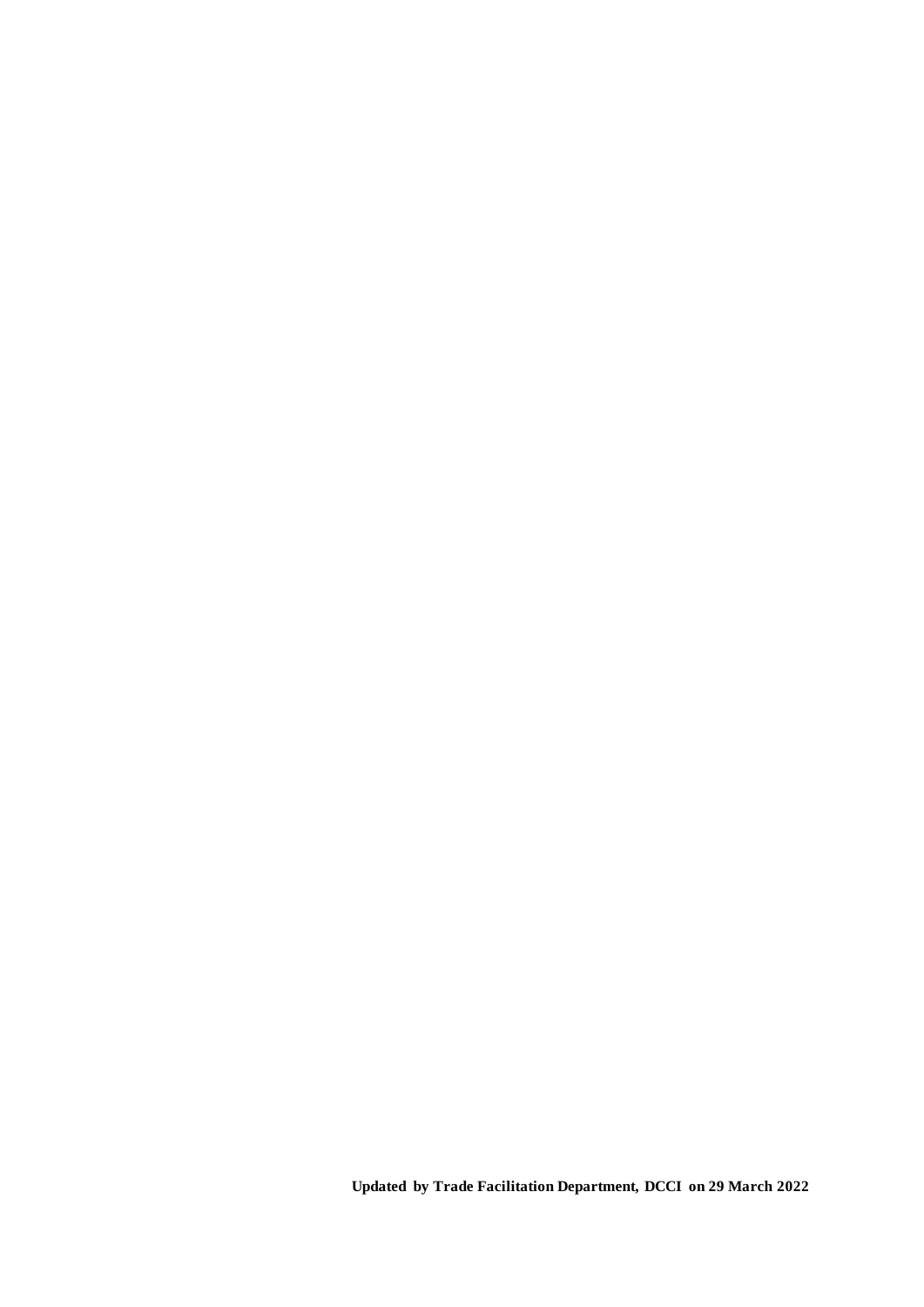**Updated by Trade Facilitation Department, DCCI on 29 March 2022**